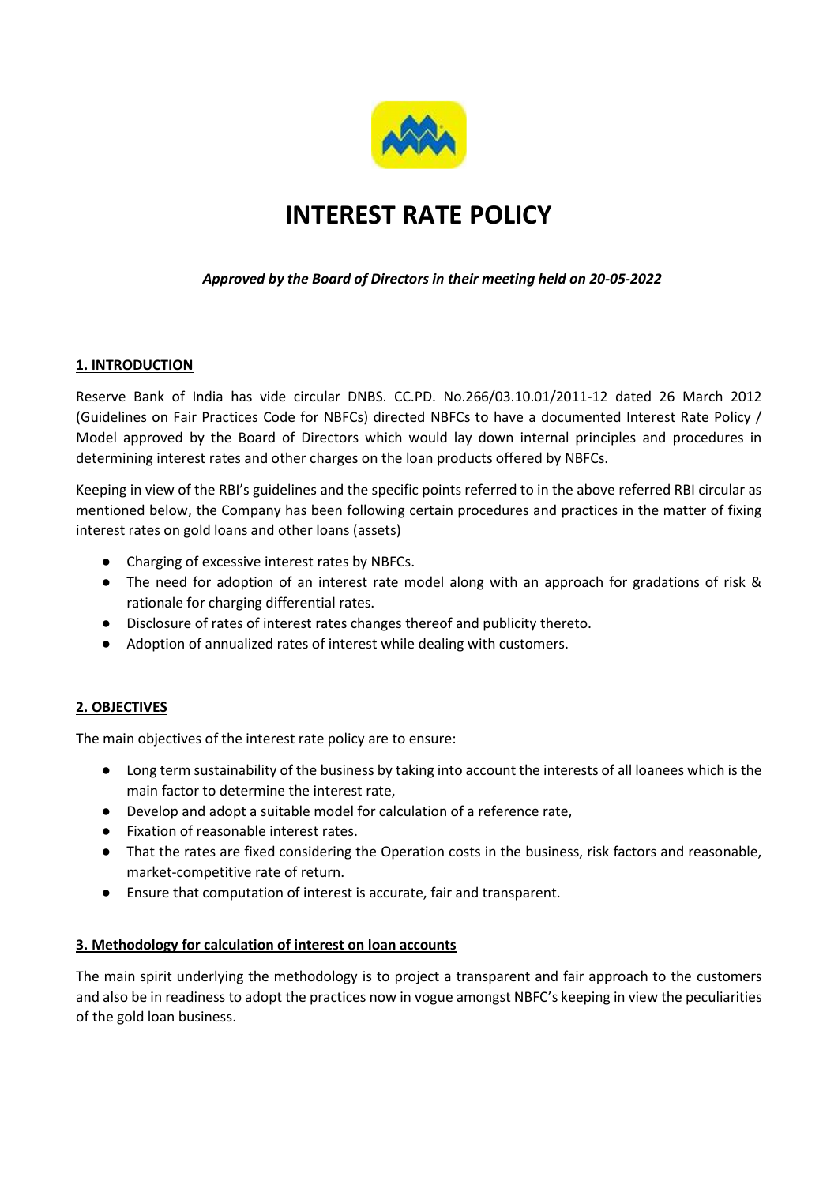# INTEREST RATE POLICY

***Approved by the Board of Directors in their meeting held on 20-05-2022***

## 1. INTRODUCTION

Reserve Bank of India has vide circular DNBS. CC.PD. No.266/03.10.01/2011-12 dated 26 March 2012 (Guidelines on Fair Practices Code for NBFCs) directed NBFCs to have a documented Interest Rate Policy / Model approved by the Board of Directors which would lay down internal principles and procedures in determining interest rates and other charges on the loan products offered by NBFCs.

Keeping in view of the RBI's guidelines and the specific points referred to in the above referred RBI circular as mentioned below, the Company has been following certain procedures and practices in the matter of fixing interest rates on gold loans and other loans (assets)

- Charging of excessive interest rates by NBFCs.
- The need for adoption of an interest rate model along with an approach for gradations of risk & rationale for charging differential rates.
- Disclosure of rates of interest rates changes thereof and publicity thereto.
- Adoption of annualized rates of interest while dealing with customers.

## 2. OBJECTIVES

The main objectives of the interest rate policy are to ensure:

- Long term sustainability of the business by taking into account the interests of all loanees which is the main factor to determine the interest rate,
- Develop and adopt a suitable model for calculation of a reference rate,
- Fixation of reasonable interest rates.
- That the rates are fixed considering the Operation costs in the business, risk factors and reasonable, market-competitive rate of return.
- Ensure that computation of interest is accurate, fair and transparent.

## 3. Methodology for calculation of interest on loan accounts

The main spirit underlying the methodology is to project a transparent and fair approach to the customers and also be in readiness to adopt the practices now in vogue amongst NBFC's keeping in view the peculiarities of the gold loan business.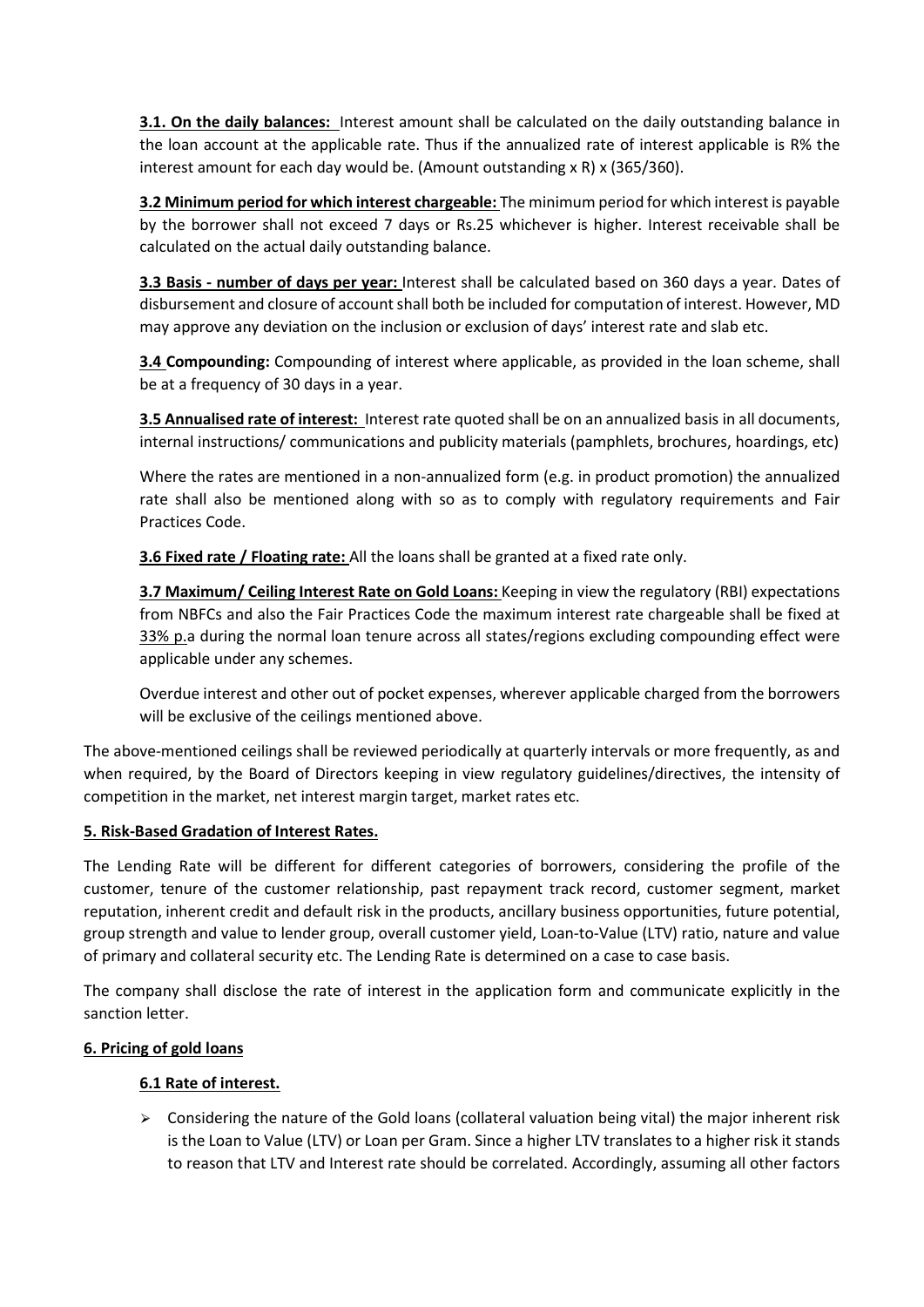**3.1. On the daily balances:** Interest amount shall be calculated on the daily outstanding balance in the loan account at the applicable rate. Thus if the annualized rate of interest applicable is R% the interest amount for each day would be. (Amount outstanding x R) x (365/360).

**3.2 Minimum period for which interest chargeable:** The minimum period for which interest is payable by the borrower shall not exceed 7 days or Rs.25 whichever is higher. Interest receivable shall be calculated on the actual daily outstanding balance.

**3.3 Basis - number of days per year:** Interest shall be calculated based on 360 days a year. Dates of disbursement and closure of account shall both be included for computation of interest. However, MD may approve any deviation on the inclusion or exclusion of days' interest rate and slab etc.

**3.4 Compounding:** Compounding of interest where applicable, as provided in the loan scheme, shall be at a frequency of 30 days in a year.

**3.5 Annualised rate of interest:** Interest rate quoted shall be on an annualized basis in all documents, internal instructions/ communications and publicity materials (pamphlets, brochures, hoardings, etc)

Where the rates are mentioned in a non-annualized form (e.g. in product promotion) the annualized rate shall also be mentioned along with so as to comply with regulatory requirements and Fair Practices Code.

**3.6 Fixed rate / Floating rate:** All the loans shall be granted at a fixed rate only.

**3.7 Maximum/ Ceiling Interest Rate on Gold Loans:** Keeping in view the regulatory (RBI) expectations from NBFCs and also the Fair Practices Code the maximum interest rate chargeable shall be fixed at 33% p.a during the normal loan tenure across all states/regions excluding compounding effect were applicable under any schemes.

Overdue interest and other out of pocket expenses, wherever applicable charged from the borrowers will be exclusive of the ceilings mentioned above.

The above-mentioned ceilings shall be reviewed periodically at quarterly intervals or more frequently, as and when required, by the Board of Directors keeping in view regulatory guidelines/directives, the intensity of competition in the market, net interest margin target, market rates etc.

## 5. Risk-Based Gradation of Interest Rates.

The Lending Rate will be different for different categories of borrowers, considering the profile of the customer, tenure of the customer relationship, past repayment track record, customer segment, market reputation, inherent credit and default risk in the products, ancillary business opportunities, future potential, group strength and value to lender group, overall customer yield, Loan-to-Value (LTV) ratio, nature and value of primary and collateral security etc. The Lending Rate is determined on a case to case basis.

The company shall disclose the rate of interest in the application form and communicate explicitly in the sanction letter.

## 6. Pricing of gold loans

### 6.1 Rate of interest.

- Considering the nature of the Gold loans (collateral valuation being vital) the major inherent risk is the Loan to Value (LTV) or Loan per Gram. Since a higher LTV translates to a higher risk it stands to reason that LTV and Interest rate should be correlated. Accordingly, assuming all other factors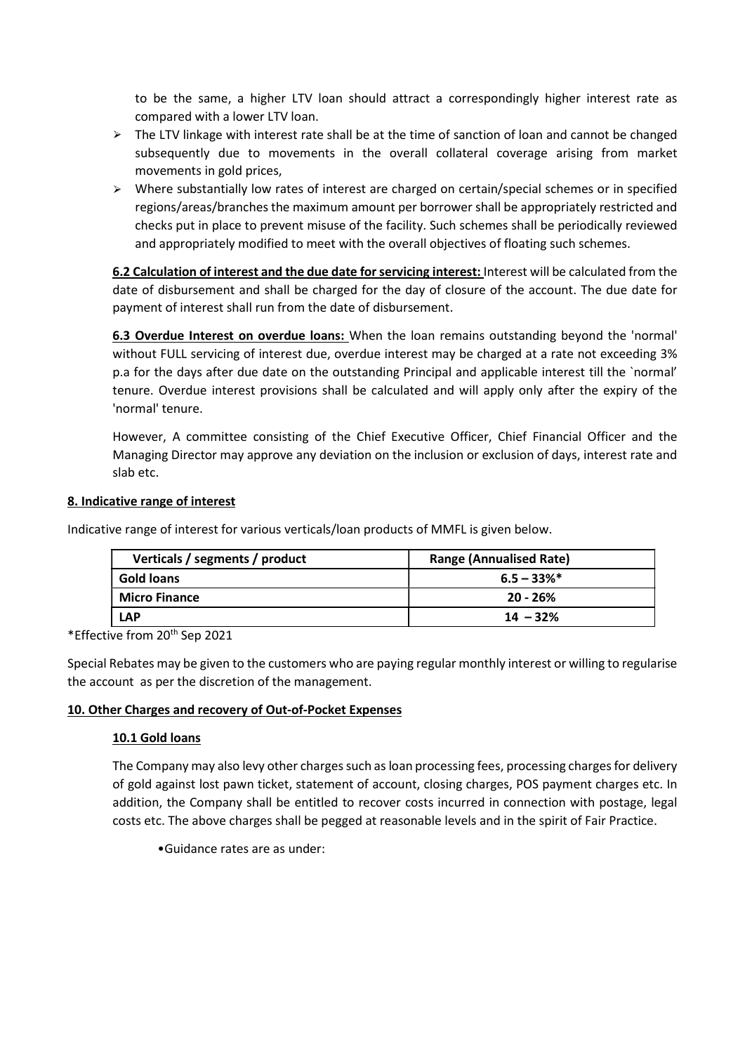to be the same, a higher LTV loan should attract a correspondingly higher interest rate as compared with a lower LTV loan.

- The LTV linkage with interest rate shall be at the time of sanction of loan and cannot be changed subsequently due to movements in the overall collateral coverage arising from market movements in gold prices,
- Where substantially low rates of interest are charged on certain/special schemes or in specified regions/areas/branches the maximum amount per borrower shall be appropriately restricted and checks put in place to prevent misuse of the facility. Such schemes shall be periodically reviewed and appropriately modified to meet with the overall objectives of floating such schemes.

**6.2 Calculation of interest and the due date for servicing interest:** Interest will be calculated from the date of disbursement and shall be charged for the day of closure of the account. The due date for payment of interest shall run from the date of disbursement.

**6.3 Overdue Interest on overdue loans:** When the loan remains outstanding beyond the 'normal' without FULL servicing of interest due, overdue interest may be charged at a rate not exceeding 3% p.a for the days after due date on the outstanding Principal and applicable interest till the `normal' tenure. Overdue interest provisions shall be calculated and will apply only after the expiry of the 'normal' tenure.

However, A committee consisting of the Chief Executive Officer, Chief Financial Officer and the Managing Director may approve any deviation on the inclusion or exclusion of days, interest rate and slab etc.

**8. Indicative range of interest**

Indicative range of interest for various verticals/loan products of MMFL is given below.

| Verticals / segments / product | Range (Annualised Rate) |
|---|---|
| **Gold loans** | **6.5 – 33%*** |
| **Micro Finance** | **20 - 26%** |
| **LAP** | **14 – 32%** |

*Effective from 20th Sep 2021

Special Rebates may be given to the customers who are paying regular monthly interest or willing to regularise the account as per the discretion of the management.

**10. Other Charges and recovery of Out-of-Pocket Expenses**

**10.1 Gold loans**

The Company may also levy other charges such as loan processing fees, processing charges for delivery of gold against lost pawn ticket, statement of account, closing charges, POS payment charges etc. In addition, the Company shall be entitled to recover costs incurred in connection with postage, legal costs etc. The above charges shall be pegged at reasonable levels and in the spirit of Fair Practice.

- Guidance rates are as under: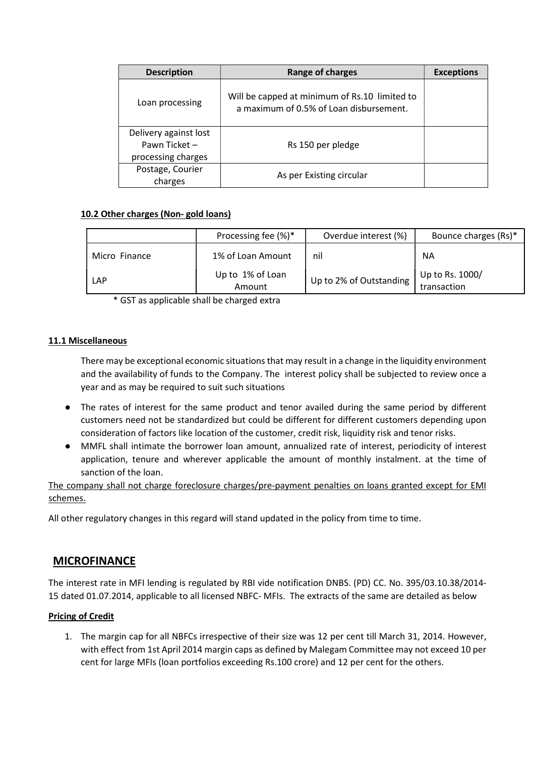| Description | Range of charges | Exceptions |
|---|---|---|
| Loan processing | Will be capped at minimum of Rs.10 limited to a maximum of 0.5% of Loan disbursement. | |
| Delivery against lost Pawn Ticket – processing charges | Rs 150 per pledge | |
| Postage, Courier charges | As per Existing circular | |

**10.2 Other charges (Non- gold loans)**

| | Processing fee (%)* | Overdue interest (%) | Bounce charges (Rs)* |
|---|---|---|---|
| Micro Finance | 1% of Loan Amount | nil | NA |
| LAP | Up to 1% of Loan Amount | Up to 2% of Outstanding | Up to Rs. 1000/ transaction |

* GST as applicable shall be charged extra

**11.1 Miscellaneous**

There may be exceptional economic situations that may result in a change in the liquidity environment and the availability of funds to the Company. The interest policy shall be subjected to review once a year and as may be required to suit such situations

- The rates of interest for the same product and tenor availed during the same period by different customers need not be standardized but could be different for different customers depending upon consideration of factors like location of the customer, credit risk, liquidity risk and tenor risks.
- MMFL shall intimate the borrower loan amount, annualized rate of interest, periodicity of interest application, tenure and wherever applicable the amount of monthly instalment. at the time of sanction of the loan.

The company shall not charge foreclosure charges/pre-payment penalties on loans granted except for EMI schemes.

All other regulatory changes in this regard will stand updated in the policy from time to time.

## MICROFINANCE

The interest rate in MFI lending is regulated by RBI vide notification DNBS. (PD) CC. No. 395/03.10.38/2014-15 dated 01.07.2014, applicable to all licensed NBFC- MFIs. The extracts of the same are detailed as below

**Pricing of Credit**

1. The margin cap for all NBFCs irrespective of their size was 12 per cent till March 31, 2014. However, with effect from 1st April 2014 margin caps as defined by Malegam Committee may not exceed 10 per cent for large MFIs (loan portfolios exceeding Rs.100 crore) and 12 per cent for the others.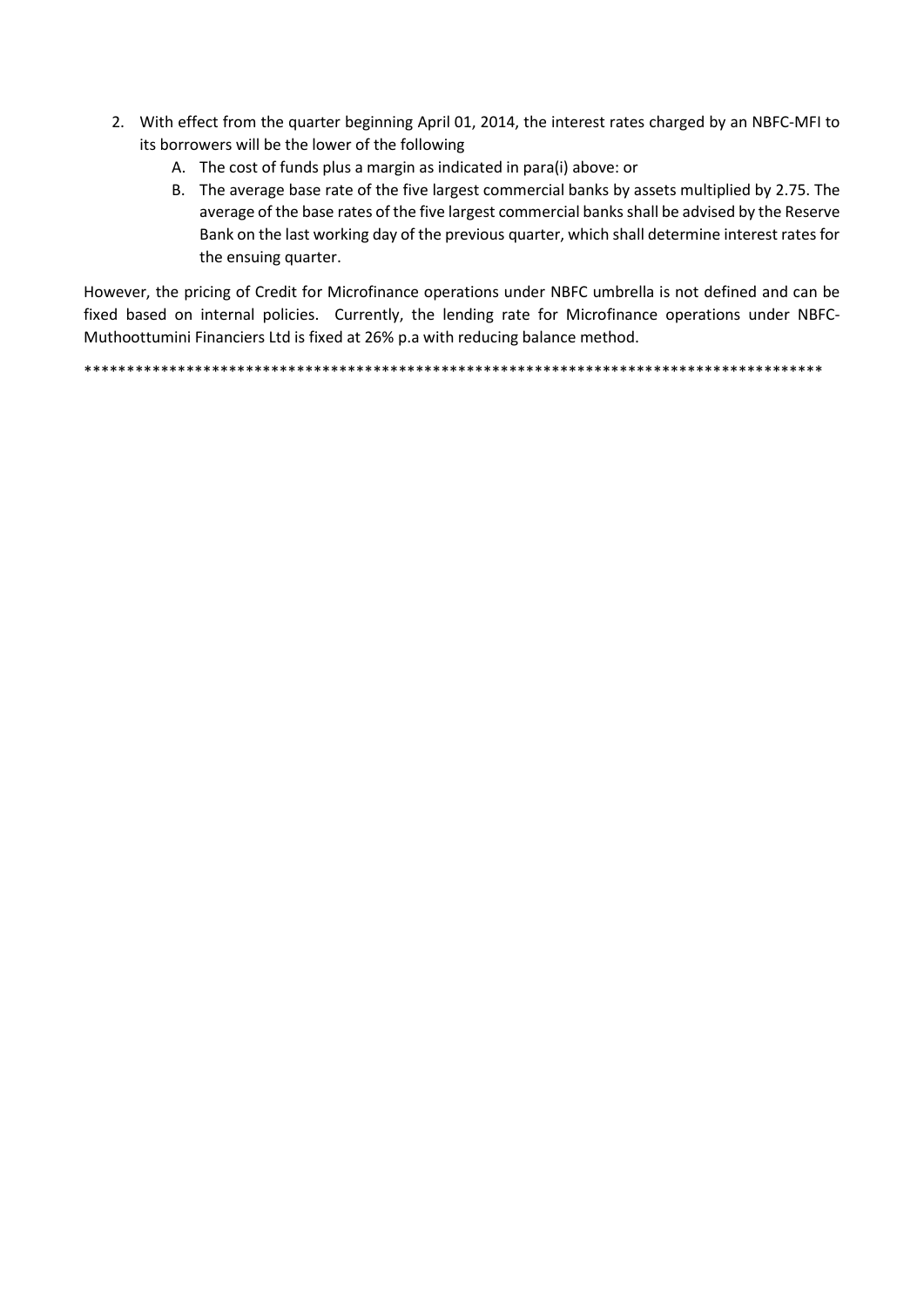2. With effect from the quarter beginning April 01, 2014, the interest rates charged by an NBFC-MFI to its borrowers will be the lower of the following
   A. The cost of funds plus a margin as indicated in para(i) above: or
   B. The average base rate of the five largest commercial banks by assets multiplied by 2.75. The average of the base rates of the five largest commercial banks shall be advised by the Reserve Bank on the last working day of the previous quarter, which shall determine interest rates for the ensuing quarter.

However, the pricing of Credit for Microfinance operations under NBFC umbrella is not defined and can be fixed based on internal policies. Currently, the lending rate for Microfinance operations under NBFC-Muthoottumini Financiers Ltd is fixed at 26% p.a with reducing balance method.

*******************************************************************************************